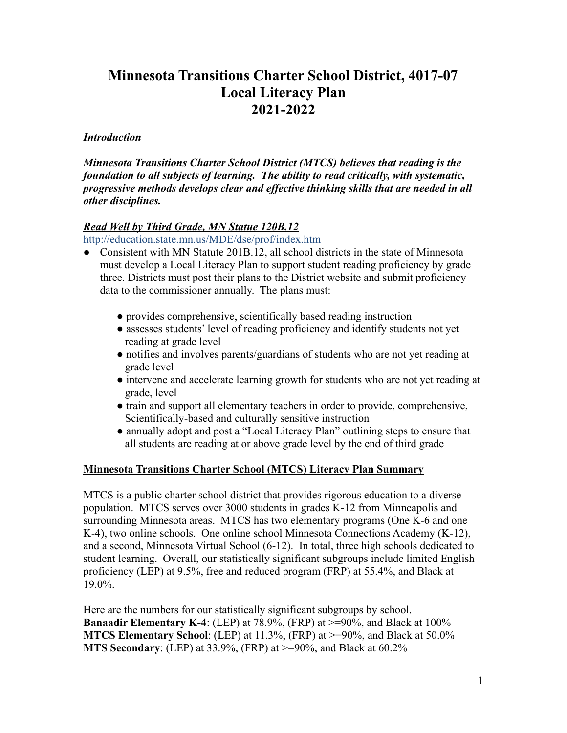# Minnesota Transitions Charter School District, 4017-07
# Local Literacy Plan
# 2021-2022

***Introduction***

***Minnesota Transitions Charter School District (MTCS) believes that reading is the foundation to all subjects of learning. The ability to read critically, with systematic, progressive methods develops clear and effective thinking skills that are needed in all other disciplines.***

***Read Well by Third Grade, MN Statue 120B.12***

http://education.state.mn.us/MDE/dse/prof/index.htm

- Consistent with MN Statute 201B.12, all school districts in the state of Minnesota must develop a Local Literacy Plan to support student reading proficiency by grade three. Districts must post their plans to the District website and submit proficiency data to the commissioner annually. The plans must:
  - provides comprehensive, scientifically based reading instruction
  - assesses students' level of reading proficiency and identify students not yet reading at grade level
  - notifies and involves parents/guardians of students who are not yet reading at grade level
  - intervene and accelerate learning growth for students who are not yet reading at grade, level
  - train and support all elementary teachers in order to provide, comprehensive, Scientifically-based and culturally sensitive instruction
  - annually adopt and post a "Local Literacy Plan" outlining steps to ensure that all students are reading at or above grade level by the end of third grade

## Minnesota Transitions Charter School (MTCS) Literacy Plan Summary

MTCS is a public charter school district that provides rigorous education to a diverse population. MTCS serves over 3000 students in grades K-12 from Minneapolis and surrounding Minnesota areas. MTCS has two elementary programs (One K-6 and one K-4), two online schools. One online school Minnesota Connections Academy (K-12), and a second, Minnesota Virtual School (6-12). In total, three high schools dedicated to student learning. Overall, our statistically significant subgroups include limited English proficiency (LEP) at 9.5%, free and reduced program (FRP) at 55.4%, and Black at 19.0%.

Here are the numbers for our statistically significant subgroups by school.
**Banaadir Elementary K-4**: (LEP) at 78.9%, (FRP) at >=90%, and Black at 100%
**MTCS Elementary School**: (LEP) at 11.3%, (FRP) at >=90%, and Black at 50.0%
**MTS Secondary**: (LEP) at 33.9%, (FRP) at >=90%, and Black at 60.2%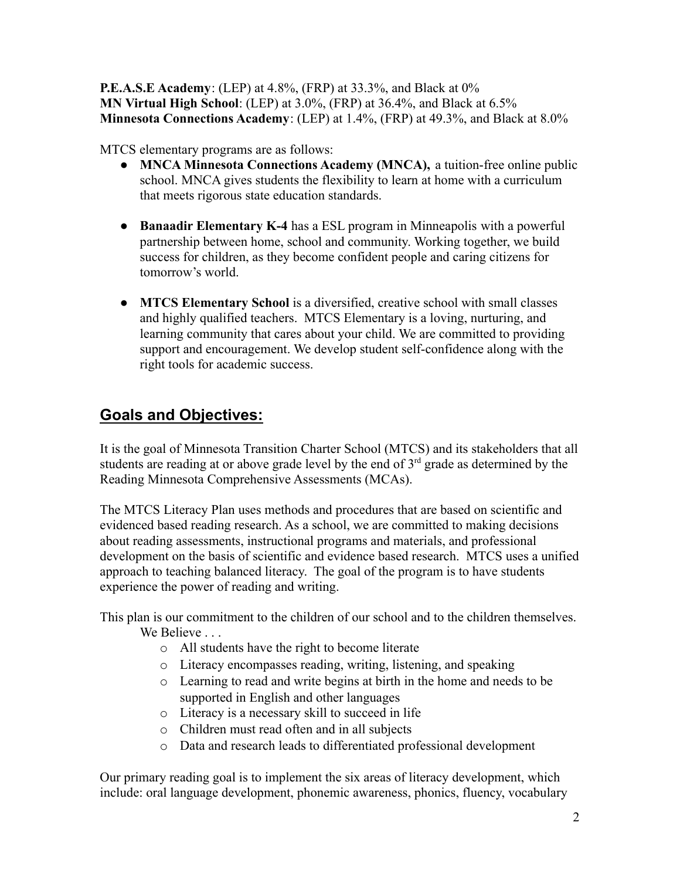**P.E.A.S.E Academy**: (LEP) at 4.8%, (FRP) at 33.3%, and Black at 0%
**MN Virtual High School**: (LEP) at 3.0%, (FRP) at 36.4%, and Black at 6.5%
**Minnesota Connections Academy**: (LEP) at 1.4%, (FRP) at 49.3%, and Black at 8.0%

MTCS elementary programs are as follows:

- **MNCA Minnesota Connections Academy (MNCA),** a tuition-free online public school. MNCA gives students the flexibility to learn at home with a curriculum that meets rigorous state education standards.

- **Banaadir Elementary K-4** has a ESL program in Minneapolis with a powerful partnership between home, school and community. Working together, we build success for children, as they become confident people and caring citizens for tomorrow's world.

- **MTCS Elementary School** is a diversified, creative school with small classes and highly qualified teachers. MTCS Elementary is a loving, nurturing, and learning community that cares about your child. We are committed to providing support and encouragement. We develop student self-confidence along with the right tools for academic success.

## Goals and Objectives:

It is the goal of Minnesota Transition Charter School (MTCS) and its stakeholders that all students are reading at or above grade level by the end of 3rd grade as determined by the Reading Minnesota Comprehensive Assessments (MCAs).

The MTCS Literacy Plan uses methods and procedures that are based on scientific and evidenced based reading research. As a school, we are committed to making decisions about reading assessments, instructional programs and materials, and professional development on the basis of scientific and evidence based research. MTCS uses a unified approach to teaching balanced literacy. The goal of the program is to have students experience the power of reading and writing.

This plan is our commitment to the children of our school and to the children themselves.
We Believe . . .

- All students have the right to become literate
- Literacy encompasses reading, writing, listening, and speaking
- Learning to read and write begins at birth in the home and needs to be supported in English and other languages
- Literacy is a necessary skill to succeed in life
- Children must read often and in all subjects
- Data and research leads to differentiated professional development

Our primary reading goal is to implement the six areas of literacy development, which include: oral language development, phonemic awareness, phonics, fluency, vocabulary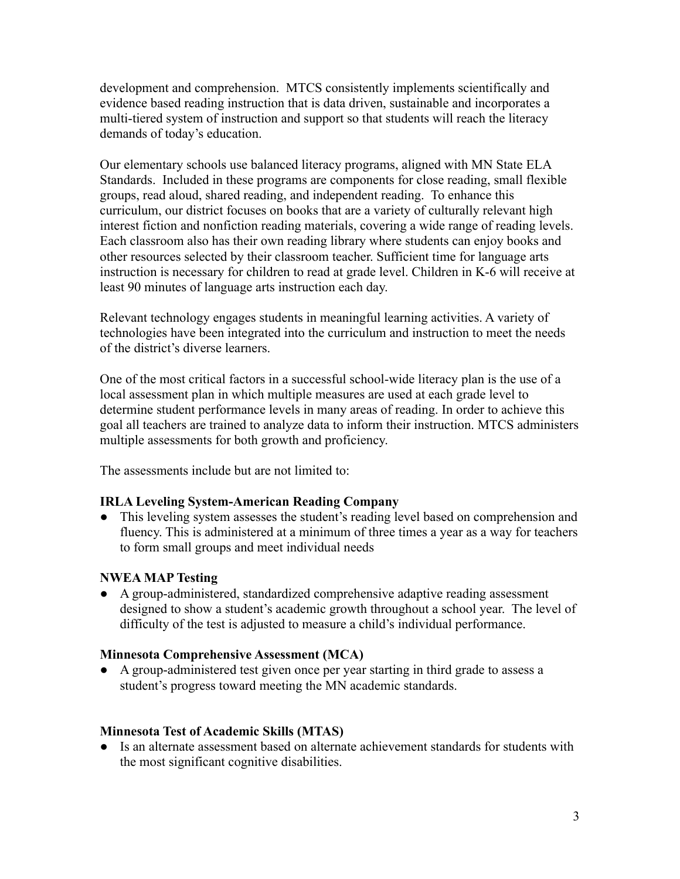development and comprehension. MTCS consistently implements scientifically and evidence based reading instruction that is data driven, sustainable and incorporates a multi-tiered system of instruction and support so that students will reach the literacy demands of today's education.

Our elementary schools use balanced literacy programs, aligned with MN State ELA Standards. Included in these programs are components for close reading, small flexible groups, read aloud, shared reading, and independent reading. To enhance this curriculum, our district focuses on books that are a variety of culturally relevant high interest fiction and nonfiction reading materials, covering a wide range of reading levels. Each classroom also has their own reading library where students can enjoy books and other resources selected by their classroom teacher. Sufficient time for language arts instruction is necessary for children to read at grade level. Children in K-6 will receive at least 90 minutes of language arts instruction each day.

Relevant technology engages students in meaningful learning activities. A variety of technologies have been integrated into the curriculum and instruction to meet the needs of the district's diverse learners.

One of the most critical factors in a successful school-wide literacy plan is the use of a local assessment plan in which multiple measures are used at each grade level to determine student performance levels in many areas of reading. In order to achieve this goal all teachers are trained to analyze data to inform their instruction. MTCS administers multiple assessments for both growth and proficiency.

The assessments include but are not limited to:

**IRLA Leveling System-American Reading Company**

- This leveling system assesses the student's reading level based on comprehension and fluency. This is administered at a minimum of three times a year as a way for teachers to form small groups and meet individual needs

**NWEA MAP Testing**

- A group-administered, standardized comprehensive adaptive reading assessment designed to show a student's academic growth throughout a school year. The level of difficulty of the test is adjusted to measure a child's individual performance.

**Minnesota Comprehensive Assessment (MCA)**

- A group-administered test given once per year starting in third grade to assess a student's progress toward meeting the MN academic standards.

**Minnesota Test of Academic Skills (MTAS)**

- Is an alternate assessment based on alternate achievement standards for students with the most significant cognitive disabilities.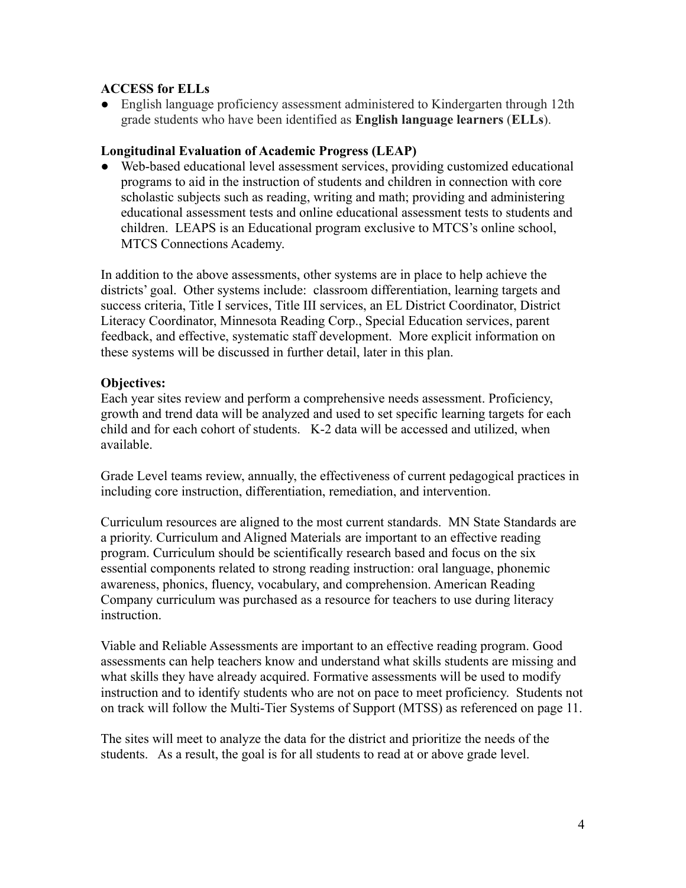**ACCESS for ELLs**

- English language proficiency assessment administered to Kindergarten through 12th grade students who have been identified as **English language learners** (**ELLs**).

**Longitudinal Evaluation of Academic Progress (LEAP)**

- Web-based educational level assessment services, providing customized educational programs to aid in the instruction of students and children in connection with core scholastic subjects such as reading, writing and math; providing and administering educational assessment tests and online educational assessment tests to students and children. LEAPS is an Educational program exclusive to MTCS's online school, MTCS Connections Academy.

In addition to the above assessments, other systems are in place to help achieve the districts' goal. Other systems include: classroom differentiation, learning targets and success criteria, Title I services, Title III services, an EL District Coordinator, District Literacy Coordinator, Minnesota Reading Corp., Special Education services, parent feedback, and effective, systematic staff development. More explicit information on these systems will be discussed in further detail, later in this plan.

**Objectives:**

Each year sites review and perform a comprehensive needs assessment. Proficiency, growth and trend data will be analyzed and used to set specific learning targets for each child and for each cohort of students. K-2 data will be accessed and utilized, when available.

Grade Level teams review, annually, the effectiveness of current pedagogical practices in including core instruction, differentiation, remediation, and intervention.

Curriculum resources are aligned to the most current standards. MN State Standards are a priority. Curriculum and Aligned Materials are important to an effective reading program. Curriculum should be scientifically research based and focus on the six essential components related to strong reading instruction: oral language, phonemic awareness, phonics, fluency, vocabulary, and comprehension. American Reading Company curriculum was purchased as a resource for teachers to use during literacy instruction.

Viable and Reliable Assessments are important to an effective reading program. Good assessments can help teachers know and understand what skills students are missing and what skills they have already acquired. Formative assessments will be used to modify instruction and to identify students who are not on pace to meet proficiency. Students not on track will follow the Multi-Tier Systems of Support (MTSS) as referenced on page 11.

The sites will meet to analyze the data for the district and prioritize the needs of the students. As a result, the goal is for all students to read at or above grade level.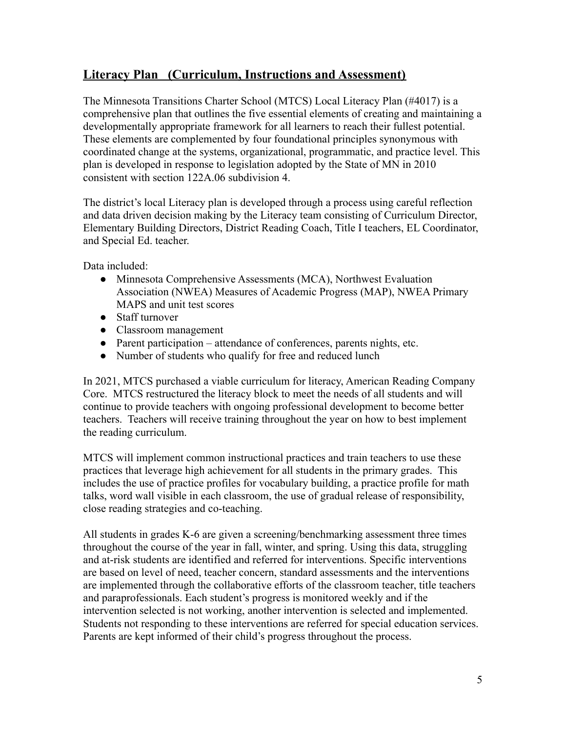## Literacy Plan (Curriculum, Instructions and Assessment)

The Minnesota Transitions Charter School (MTCS) Local Literacy Plan (#4017) is a comprehensive plan that outlines the five essential elements of creating and maintaining a developmentally appropriate framework for all learners to reach their fullest potential. These elements are complemented by four foundational principles synonymous with coordinated change at the systems, organizational, programmatic, and practice level. This plan is developed in response to legislation adopted by the State of MN in 2010 consistent with section 122A.06 subdivision 4.

The district's local Literacy plan is developed through a process using careful reflection and data driven decision making by the Literacy team consisting of Curriculum Director, Elementary Building Directors, District Reading Coach, Title I teachers, EL Coordinator, and Special Ed. teacher.

Data included:

- Minnesota Comprehensive Assessments (MCA), Northwest Evaluation Association (NWEA) Measures of Academic Progress (MAP), NWEA Primary MAPS and unit test scores
- Staff turnover
- Classroom management
- Parent participation – attendance of conferences, parents nights, etc.
- Number of students who qualify for free and reduced lunch

In 2021, MTCS purchased a viable curriculum for literacy, American Reading Company Core. MTCS restructured the literacy block to meet the needs of all students and will continue to provide teachers with ongoing professional development to become better teachers. Teachers will receive training throughout the year on how to best implement the reading curriculum.

MTCS will implement common instructional practices and train teachers to use these practices that leverage high achievement for all students in the primary grades. This includes the use of practice profiles for vocabulary building, a practice profile for math talks, word wall visible in each classroom, the use of gradual release of responsibility, close reading strategies and co-teaching.

All students in grades K-6 are given a screening/benchmarking assessment three times throughout the course of the year in fall, winter, and spring. Using this data, struggling and at-risk students are identified and referred for interventions. Specific interventions are based on level of need, teacher concern, standard assessments and the interventions are implemented through the collaborative efforts of the classroom teacher, title teachers and paraprofessionals. Each student's progress is monitored weekly and if the intervention selected is not working, another intervention is selected and implemented. Students not responding to these interventions are referred for special education services. Parents are kept informed of their child's progress throughout the process.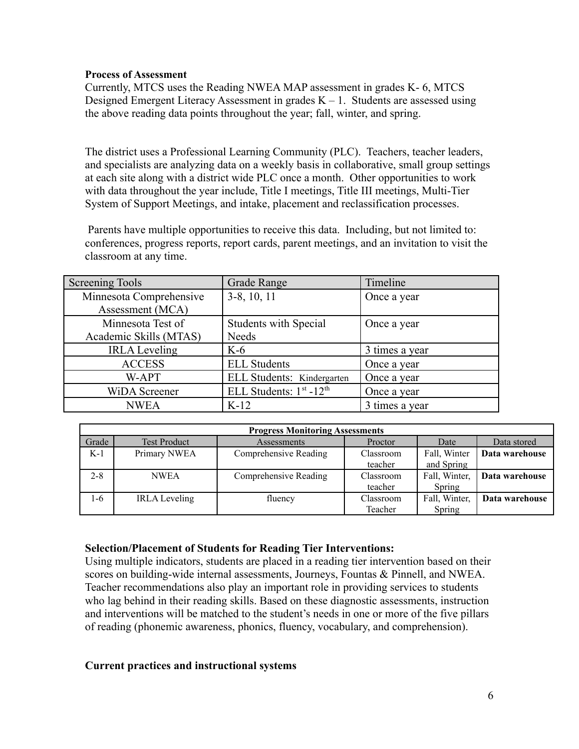**Process of Assessment**

Currently, MTCS uses the Reading NWEA MAP assessment in grades K- 6, MTCS Designed Emergent Literacy Assessment in grades K – 1. Students are assessed using the above reading data points throughout the year; fall, winter, and spring.

The district uses a Professional Learning Community (PLC). Teachers, teacher leaders, and specialists are analyzing data on a weekly basis in collaborative, small group settings at each site along with a district wide PLC once a month. Other opportunities to work with data throughout the year include, Title I meetings, Title III meetings, Multi-Tier System of Support Meetings, and intake, placement and reclassification processes.

Parents have multiple opportunities to receive this data. Including, but not limited to: conferences, progress reports, report cards, parent meetings, and an invitation to visit the classroom at any time.

| Screening Tools | Grade Range | Timeline |
|---|---|---|
| Minnesota Comprehensive Assessment (MCA) | 3-8, 10, 11 | Once a year |
| Minnesota Test of Academic Skills (MTAS) | Students with Special Needs | Once a year |
| IRLA Leveling | K-6 | 3 times a year |
| ACCESS | ELL Students | Once a year |
| W-APT | ELL Students: Kindergarten | Once a year |
| WiDA Screener | ELL Students: 1st -12th | Once a year |
| NWEA | K-12 | 3 times a year |

| Progress Monitoring Assessments | | | | | |
|---|---|---|---|---|---|
| Grade | Test Product | Assessments | Proctor | Date | Data stored |
| K-1 | Primary NWEA | Comprehensive Reading | Classroom teacher | Fall, Winter and Spring | **Data warehouse** |
| 2-8 | NWEA | Comprehensive Reading | Classroom teacher | Fall, Winter, Spring | **Data warehouse** |
| 1-6 | IRLA Leveling | fluency | Classroom Teacher | Fall, Winter, Spring | **Data warehouse** |

**Selection/Placement of Students for Reading Tier Interventions:**

Using multiple indicators, students are placed in a reading tier intervention based on their scores on building-wide internal assessments, Journeys, Fountas & Pinnell, and NWEA. Teacher recommendations also play an important role in providing services to students who lag behind in their reading skills. Based on these diagnostic assessments, instruction and interventions will be matched to the student's needs in one or more of the five pillars of reading (phonemic awareness, phonics, fluency, vocabulary, and comprehension).

**Current practices and instructional systems**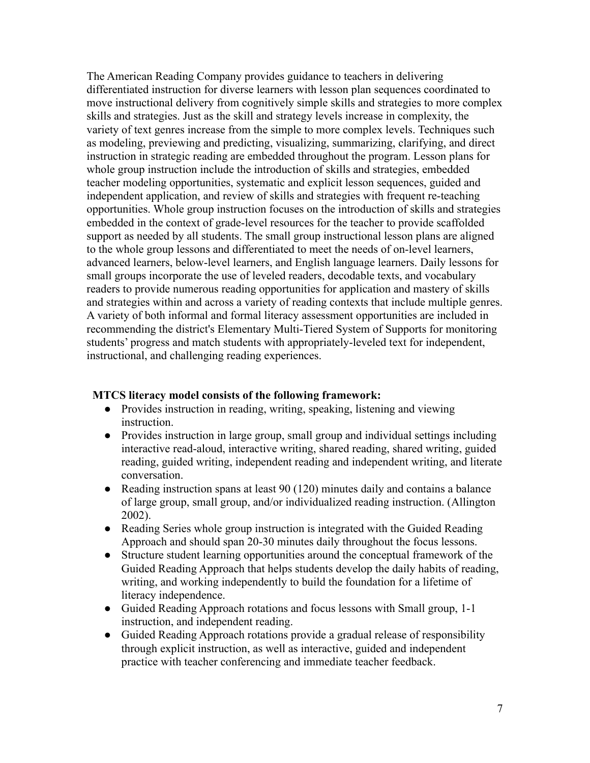The American Reading Company provides guidance to teachers in delivering differentiated instruction for diverse learners with lesson plan sequences coordinated to move instructional delivery from cognitively simple skills and strategies to more complex skills and strategies. Just as the skill and strategy levels increase in complexity, the variety of text genres increase from the simple to more complex levels. Techniques such as modeling, previewing and predicting, visualizing, summarizing, clarifying, and direct instruction in strategic reading are embedded throughout the program. Lesson plans for whole group instruction include the introduction of skills and strategies, embedded teacher modeling opportunities, systematic and explicit lesson sequences, guided and independent application, and review of skills and strategies with frequent re-teaching opportunities. Whole group instruction focuses on the introduction of skills and strategies embedded in the context of grade-level resources for the teacher to provide scaffolded support as needed by all students. The small group instructional lesson plans are aligned to the whole group lessons and differentiated to meet the needs of on-level learners, advanced learners, below-level learners, and English language learners. Daily lessons for small groups incorporate the use of leveled readers, decodable texts, and vocabulary readers to provide numerous reading opportunities for application and mastery of skills and strategies within and across a variety of reading contexts that include multiple genres. A variety of both informal and formal literacy assessment opportunities are included in recommending the district's Elementary Multi-Tiered System of Supports for monitoring students' progress and match students with appropriately-leveled text for independent, instructional, and challenging reading experiences.

**MTCS literacy model consists of the following framework:**

- Provides instruction in reading, writing, speaking, listening and viewing instruction.
- Provides instruction in large group, small group and individual settings including interactive read-aloud, interactive writing, shared reading, shared writing, guided reading, guided writing, independent reading and independent writing, and literate conversation.
- Reading instruction spans at least 90 (120) minutes daily and contains a balance of large group, small group, and/or individualized reading instruction. (Allington 2002).
- Reading Series whole group instruction is integrated with the Guided Reading Approach and should span 20-30 minutes daily throughout the focus lessons.
- Structure student learning opportunities around the conceptual framework of the Guided Reading Approach that helps students develop the daily habits of reading, writing, and working independently to build the foundation for a lifetime of literacy independence.
- Guided Reading Approach rotations and focus lessons with Small group, 1-1 instruction, and independent reading.
- Guided Reading Approach rotations provide a gradual release of responsibility through explicit instruction, as well as interactive, guided and independent practice with teacher conferencing and immediate teacher feedback.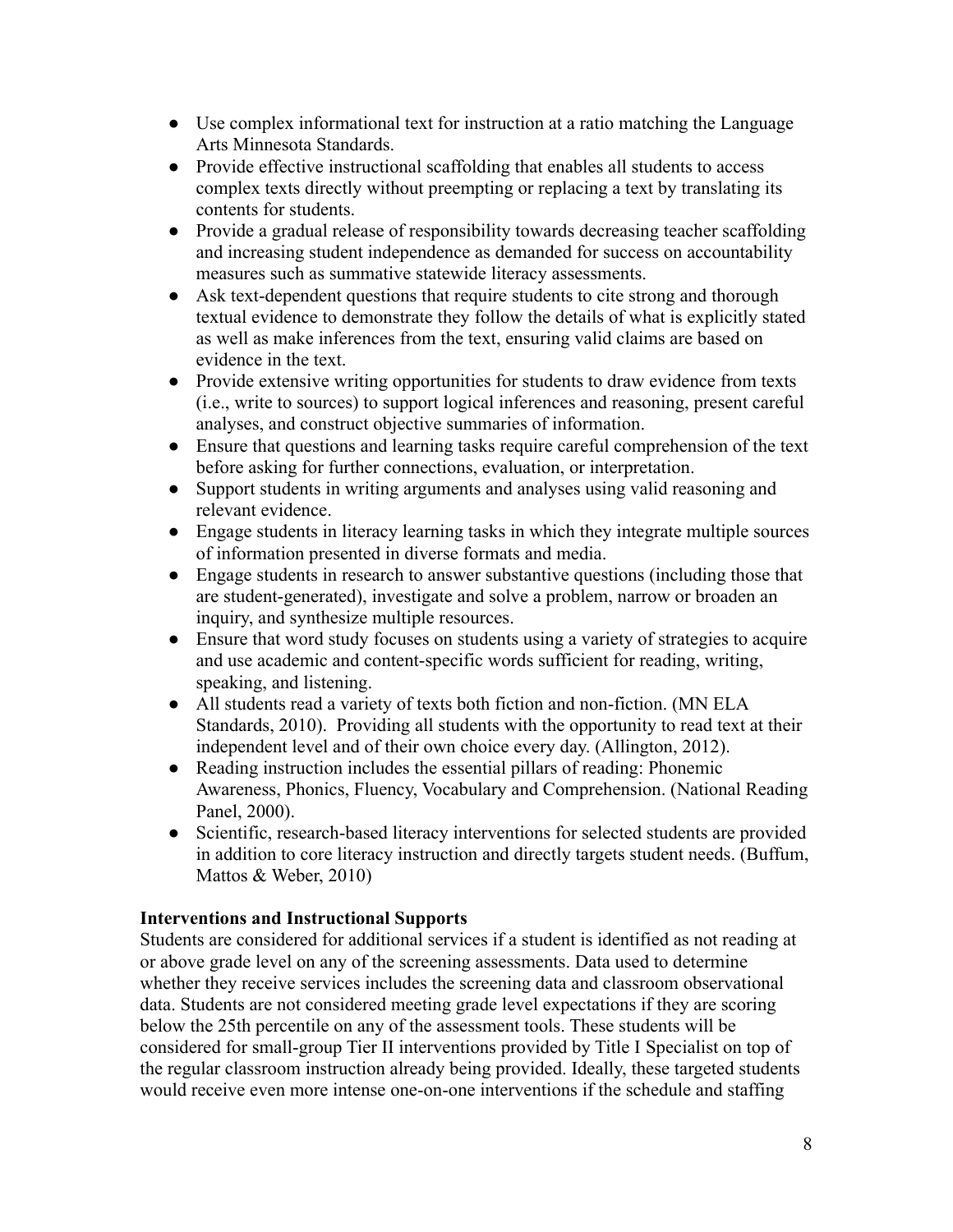- Use complex informational text for instruction at a ratio matching the Language Arts Minnesota Standards.
- Provide effective instructional scaffolding that enables all students to access complex texts directly without preempting or replacing a text by translating its contents for students.
- Provide a gradual release of responsibility towards decreasing teacher scaffolding and increasing student independence as demanded for success on accountability measures such as summative statewide literacy assessments.
- Ask text-dependent questions that require students to cite strong and thorough textual evidence to demonstrate they follow the details of what is explicitly stated as well as make inferences from the text, ensuring valid claims are based on evidence in the text.
- Provide extensive writing opportunities for students to draw evidence from texts (i.e., write to sources) to support logical inferences and reasoning, present careful analyses, and construct objective summaries of information.
- Ensure that questions and learning tasks require careful comprehension of the text before asking for further connections, evaluation, or interpretation.
- Support students in writing arguments and analyses using valid reasoning and relevant evidence.
- Engage students in literacy learning tasks in which they integrate multiple sources of information presented in diverse formats and media.
- Engage students in research to answer substantive questions (including those that are student-generated), investigate and solve a problem, narrow or broaden an inquiry, and synthesize multiple resources.
- Ensure that word study focuses on students using a variety of strategies to acquire and use academic and content-specific words sufficient for reading, writing, speaking, and listening.
- All students read a variety of texts both fiction and non-fiction. (MN ELA Standards, 2010). Providing all students with the opportunity to read text at their independent level and of their own choice every day. (Allington, 2012).
- Reading instruction includes the essential pillars of reading: Phonemic Awareness, Phonics, Fluency, Vocabulary and Comprehension. (National Reading Panel, 2000).
- Scientific, research-based literacy interventions for selected students are provided in addition to core literacy instruction and directly targets student needs. (Buffum, Mattos & Weber, 2010)

**Interventions and Instructional Supports**

Students are considered for additional services if a student is identified as not reading at or above grade level on any of the screening assessments. Data used to determine whether they receive services includes the screening data and classroom observational data. Students are not considered meeting grade level expectations if they are scoring below the 25th percentile on any of the assessment tools. These students will be considered for small-group Tier II interventions provided by Title I Specialist on top of the regular classroom instruction already being provided. Ideally, these targeted students would receive even more intense one-on-one interventions if the schedule and staffing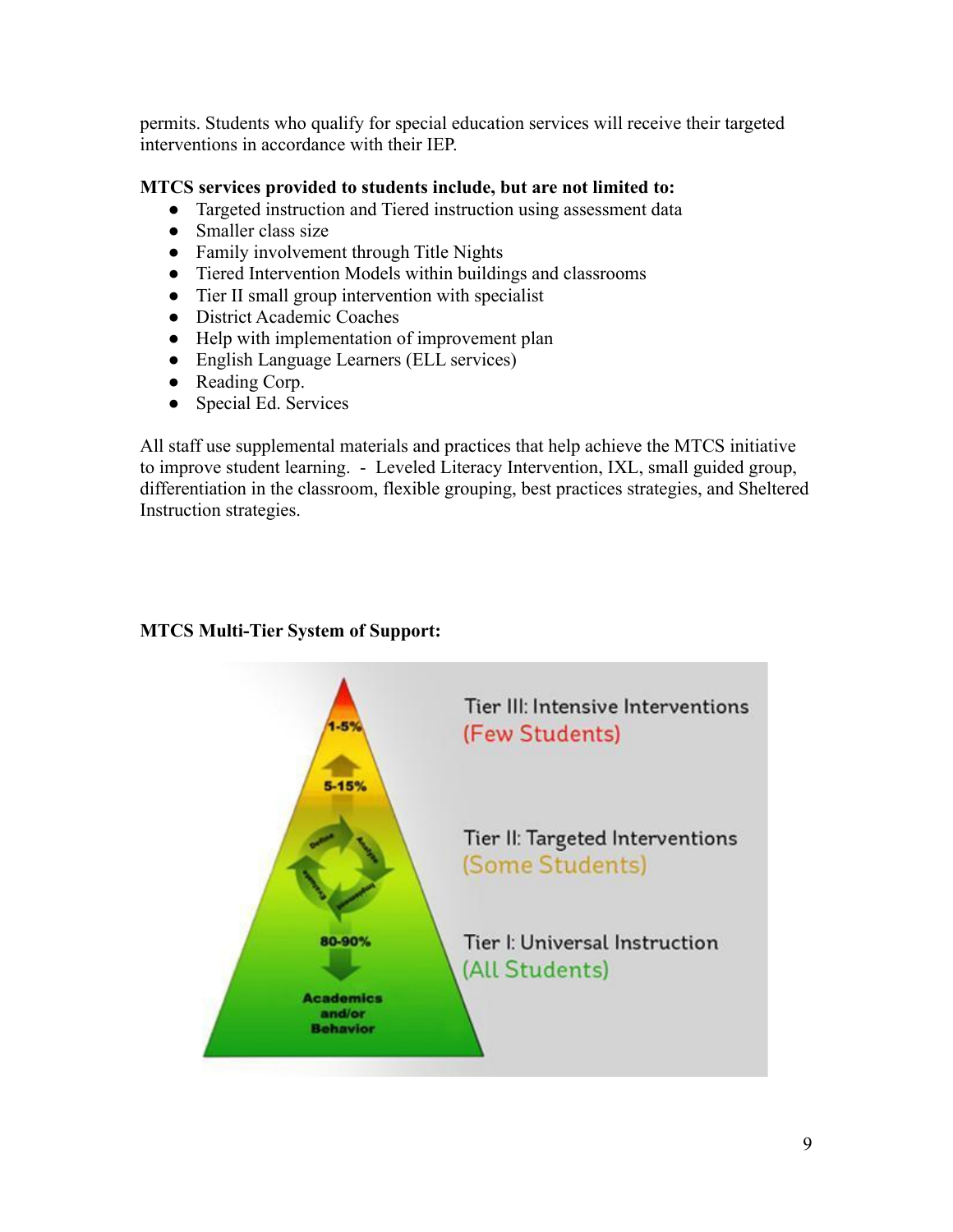permits. Students who qualify for special education services will receive their targeted interventions in accordance with their IEP.

**MTCS services provided to students include, but are not limited to:**

- Targeted instruction and Tiered instruction using assessment data
- Smaller class size
- Family involvement through Title Nights
- Tiered Intervention Models within buildings and classrooms
- Tier II small group intervention with specialist
- District Academic Coaches
- Help with implementation of improvement plan
- English Language Learners (ELL services)
- Reading Corp.
- Special Ed. Services

All staff use supplemental materials and practices that help achieve the MTCS initiative to improve student learning. - Leveled Literacy Intervention, IXL, small guided group, differentiation in the classroom, flexible grouping, best practices strategies, and Sheltered Instruction strategies.

**MTCS Multi-Tier System of Support:**

1-5%

5-15%

80-90%

Academics and/or Behavior

Tier III: Intensive Interventions (Few Students)

Tier II: Targeted Interventions (Some Students)

Tier I: Universal Instruction (All Students)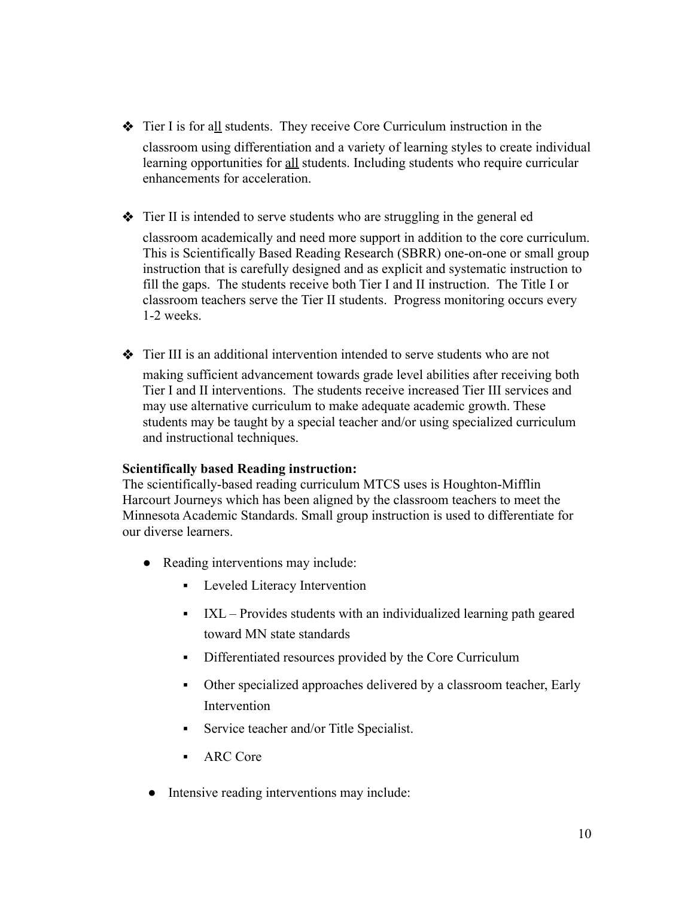- Tier I is for <u>all</u> students. They receive Core Curriculum instruction in the classroom using differentiation and a variety of learning styles to create individual learning opportunities for <u>all</u> students. Including students who require curricular enhancements for acceleration.

- Tier II is intended to serve students who are struggling in the general ed classroom academically and need more support in addition to the core curriculum. This is Scientifically Based Reading Research (SBRR) one-on-one or small group instruction that is carefully designed and as explicit and systematic instruction to fill the gaps. The students receive both Tier I and II instruction. The Title I or classroom teachers serve the Tier II students. Progress monitoring occurs every 1-2 weeks.

- Tier III is an additional intervention intended to serve students who are not making sufficient advancement towards grade level abilities after receiving both Tier I and II interventions. The students receive increased Tier III services and may use alternative curriculum to make adequate academic growth. These students may be taught by a special teacher and/or using specialized curriculum and instructional techniques.

**Scientifically based Reading instruction:**
The scientifically-based reading curriculum MTCS uses is Houghton-Mifflin Harcourt Journeys which has been aligned by the classroom teachers to meet the Minnesota Academic Standards. Small group instruction is used to differentiate for our diverse learners.

- Reading interventions may include:
  - Leveled Literacy Intervention
  - IXL – Provides students with an individualized learning path geared toward MN state standards
  - Differentiated resources provided by the Core Curriculum
  - Other specialized approaches delivered by a classroom teacher, Early Intervention
  - Service teacher and/or Title Specialist.
  - ARC Core
- Intensive reading interventions may include: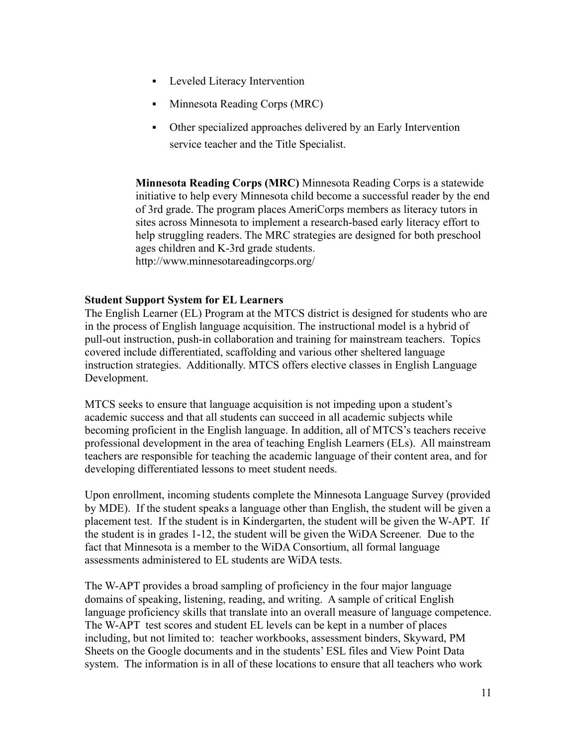- Leveled Literacy Intervention
- Minnesota Reading Corps (MRC)
- Other specialized approaches delivered by an Early Intervention service teacher and the Title Specialist.

**Minnesota Reading Corps (MRC)** Minnesota Reading Corps is a statewide initiative to help every Minnesota child become a successful reader by the end of 3rd grade. The program places AmeriCorps members as literacy tutors in sites across Minnesota to implement a research-based early literacy effort to help struggling readers. The MRC strategies are designed for both preschool ages children and K-3rd grade students. http://www.minnesotareadingcorps.org/

**Student Support System for EL Learners**

The English Learner (EL) Program at the MTCS district is designed for students who are in the process of English language acquisition. The instructional model is a hybrid of pull-out instruction, push-in collaboration and training for mainstream teachers. Topics covered include differentiated, scaffolding and various other sheltered language instruction strategies. Additionally. MTCS offers elective classes in English Language Development.

MTCS seeks to ensure that language acquisition is not impeding upon a student's academic success and that all students can succeed in all academic subjects while becoming proficient in the English language. In addition, all of MTCS's teachers receive professional development in the area of teaching English Learners (ELs). All mainstream teachers are responsible for teaching the academic language of their content area, and for developing differentiated lessons to meet student needs.

Upon enrollment, incoming students complete the Minnesota Language Survey (provided by MDE). If the student speaks a language other than English, the student will be given a placement test. If the student is in Kindergarten, the student will be given the W-APT. If the student is in grades 1-12, the student will be given the WiDA Screener. Due to the fact that Minnesota is a member to the WiDA Consortium, all formal language assessments administered to EL students are WiDA tests.

The W-APT provides a broad sampling of proficiency in the four major language domains of speaking, listening, reading, and writing. A sample of critical English language proficiency skills that translate into an overall measure of language competence. The W-APT test scores and student EL levels can be kept in a number of places including, but not limited to: teacher workbooks, assessment binders, Skyward, PM Sheets on the Google documents and in the students' ESL files and View Point Data system. The information is in all of these locations to ensure that all teachers who work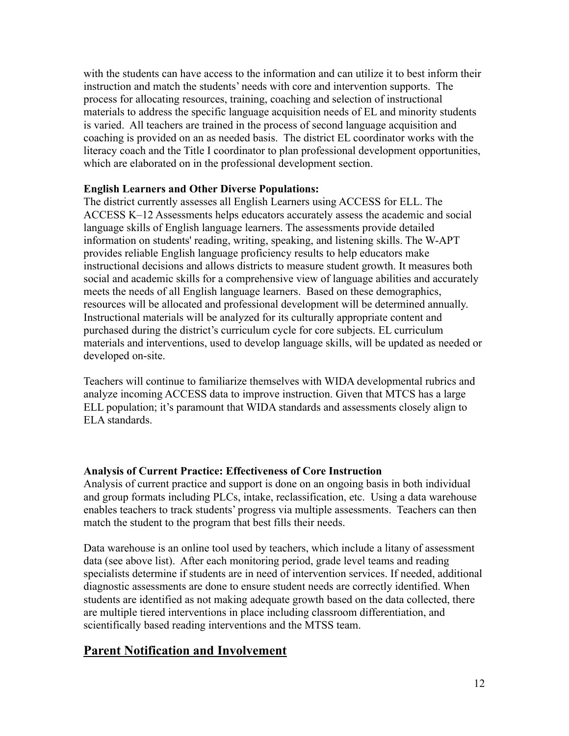with the students can have access to the information and can utilize it to best inform their instruction and match the students' needs with core and intervention supports. The process for allocating resources, training, coaching and selection of instructional materials to address the specific language acquisition needs of EL and minority students is varied. All teachers are trained in the process of second language acquisition and coaching is provided on an as needed basis. The district EL coordinator works with the literacy coach and the Title I coordinator to plan professional development opportunities, which are elaborated on in the professional development section.

**English Learners and Other Diverse Populations:**
The district currently assesses all English Learners using ACCESS for ELL. The ACCESS K–12 Assessments helps educators accurately assess the academic and social language skills of English language learners. The assessments provide detailed information on students' reading, writing, speaking, and listening skills. The W-APT provides reliable English language proficiency results to help educators make instructional decisions and allows districts to measure student growth. It measures both social and academic skills for a comprehensive view of language abilities and accurately meets the needs of all English language learners. Based on these demographics, resources will be allocated and professional development will be determined annually. Instructional materials will be analyzed for its culturally appropriate content and purchased during the district's curriculum cycle for core subjects. EL curriculum materials and interventions, used to develop language skills, will be updated as needed or developed on-site.

Teachers will continue to familiarize themselves with WIDA developmental rubrics and analyze incoming ACCESS data to improve instruction. Given that MTCS has a large ELL population; it's paramount that WIDA standards and assessments closely align to ELA standards.

**Analysis of Current Practice: Effectiveness of Core Instruction**
Analysis of current practice and support is done on an ongoing basis in both individual and group formats including PLCs, intake, reclassification, etc. Using a data warehouse enables teachers to track students' progress via multiple assessments. Teachers can then match the student to the program that best fills their needs.

Data warehouse is an online tool used by teachers, which include a litany of assessment data (see above list). After each monitoring period, grade level teams and reading specialists determine if students are in need of intervention services. If needed, additional diagnostic assessments are done to ensure student needs are correctly identified. When students are identified as not making adequate growth based on the data collected, there are multiple tiered interventions in place including classroom differentiation, and scientifically based reading interventions and the MTSS team.

## Parent Notification and Involvement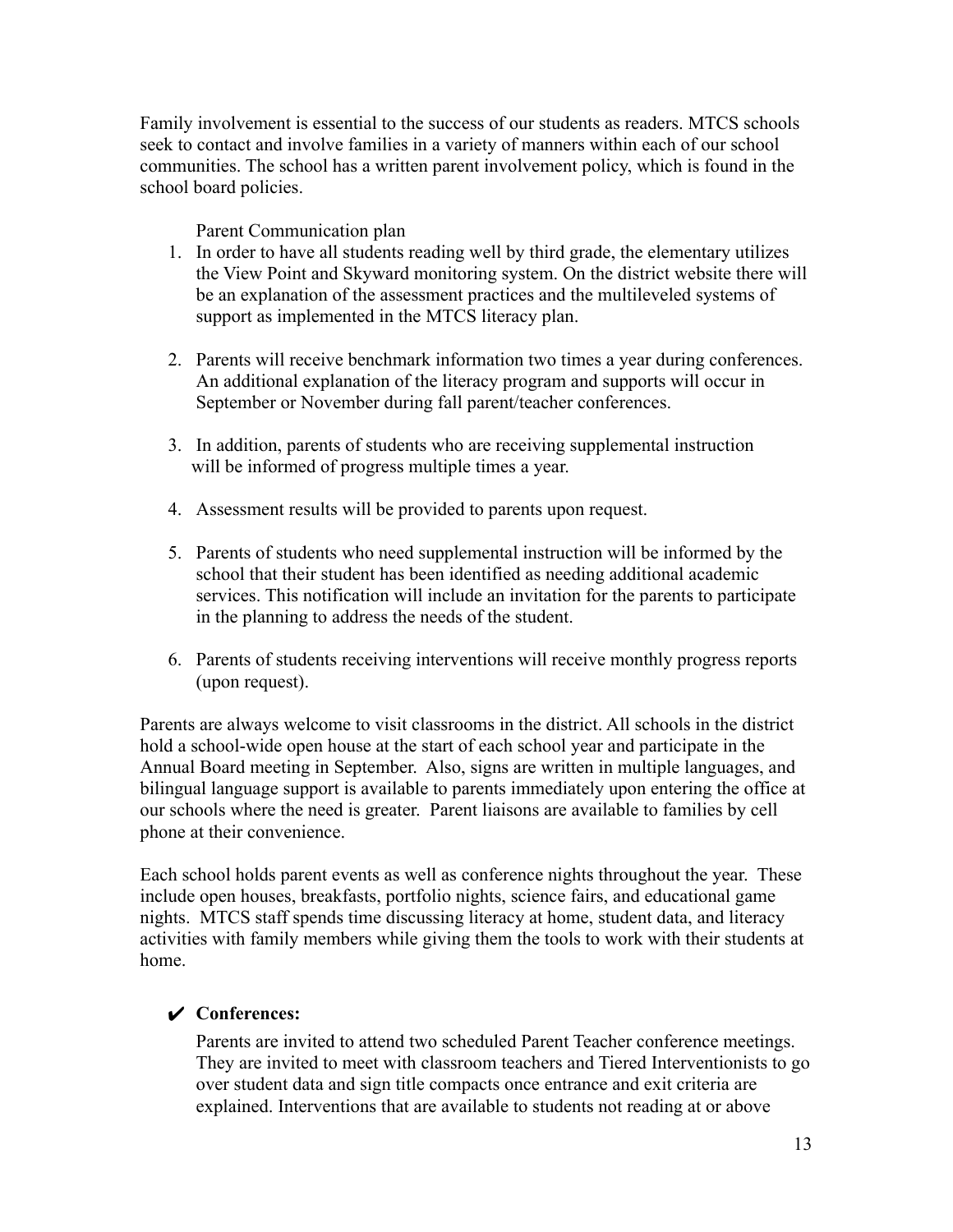Family involvement is essential to the success of our students as readers. MTCS schools seek to contact and involve families in a variety of manners within each of our school communities. The school has a written parent involvement policy, which is found in the school board policies.

Parent Communication plan

1. In order to have all students reading well by third grade, the elementary utilizes the View Point and Skyward monitoring system. On the district website there will be an explanation of the assessment practices and the multileveled systems of support as implemented in the MTCS literacy plan.

2. Parents will receive benchmark information two times a year during conferences. An additional explanation of the literacy program and supports will occur in September or November during fall parent/teacher conferences.

3. In addition, parents of students who are receiving supplemental instruction will be informed of progress multiple times a year.

4. Assessment results will be provided to parents upon request.

5. Parents of students who need supplemental instruction will be informed by the school that their student has been identified as needing additional academic services. This notification will include an invitation for the parents to participate in the planning to address the needs of the student.

6. Parents of students receiving interventions will receive monthly progress reports (upon request).

Parents are always welcome to visit classrooms in the district. All schools in the district hold a school-wide open house at the start of each school year and participate in the Annual Board meeting in September. Also, signs are written in multiple languages, and bilingual language support is available to parents immediately upon entering the office at our schools where the need is greater. Parent liaisons are available to families by cell phone at their convenience.

Each school holds parent events as well as conference nights throughout the year. These include open houses, breakfasts, portfolio nights, science fairs, and educational game nights. MTCS staff spends time discussing literacy at home, student data, and literacy activities with family members while giving them the tools to work with their students at home.

- ✔ **Conferences:**

  Parents are invited to attend two scheduled Parent Teacher conference meetings. They are invited to meet with classroom teachers and Tiered Interventionists to go over student data and sign title compacts once entrance and exit criteria are explained. Interventions that are available to students not reading at or above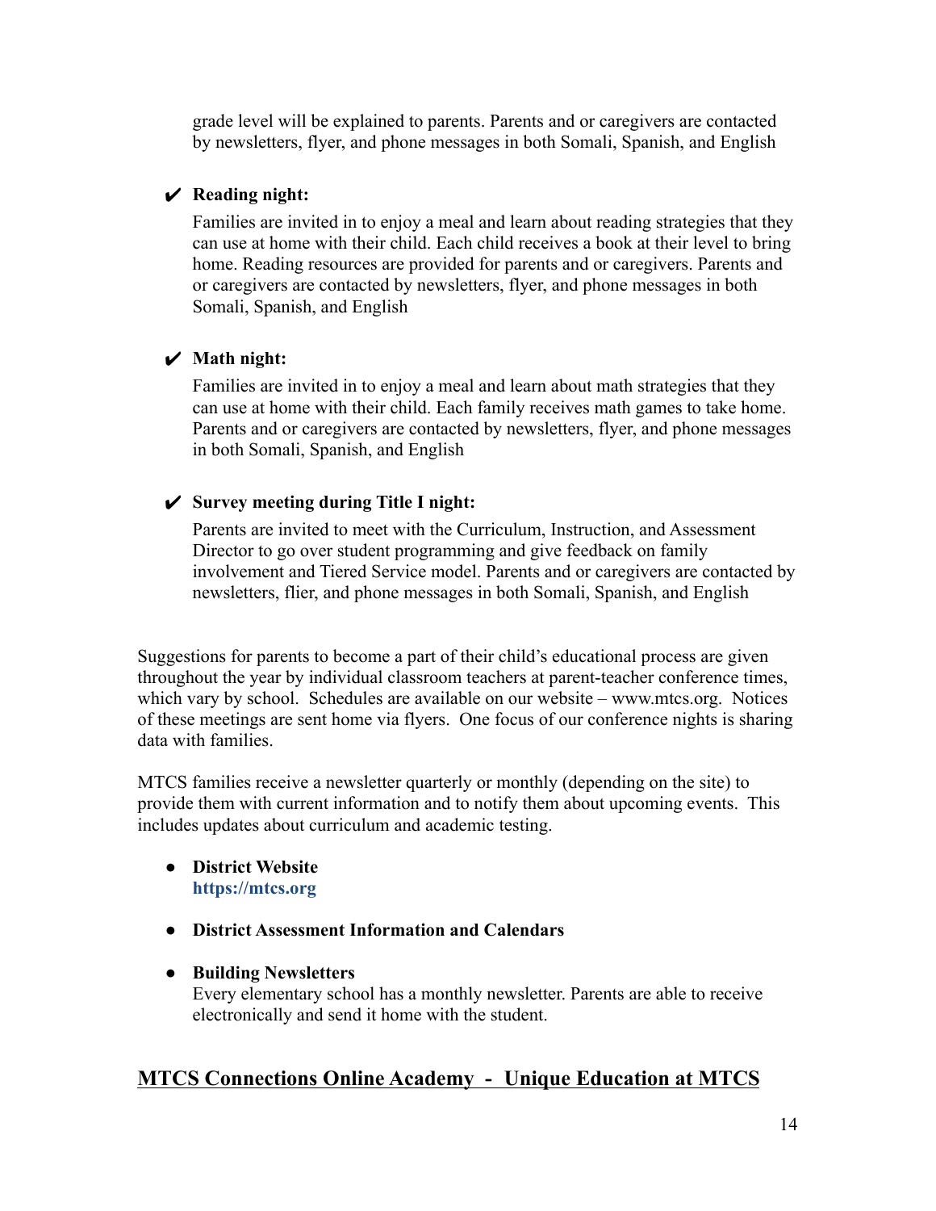grade level will be explained to parents. Parents and or caregivers are contacted by newsletters, flyer, and phone messages in both Somali, Spanish, and English

- ✔ **Reading night:**
  Families are invited in to enjoy a meal and learn about reading strategies that they can use at home with their child. Each child receives a book at their level to bring home. Reading resources are provided for parents and or caregivers. Parents and or caregivers are contacted by newsletters, flyer, and phone messages in both Somali, Spanish, and English

- ✔ **Math night:**
  Families are invited in to enjoy a meal and learn about math strategies that they can use at home with their child. Each family receives math games to take home. Parents and or caregivers are contacted by newsletters, flyer, and phone messages in both Somali, Spanish, and English

- ✔ **Survey meeting during Title I night:**
  Parents are invited to meet with the Curriculum, Instruction, and Assessment Director to go over student programming and give feedback on family involvement and Tiered Service model. Parents and or caregivers are contacted by newsletters, flier, and phone messages in both Somali, Spanish, and English

Suggestions for parents to become a part of their child's educational process are given throughout the year by individual classroom teachers at parent-teacher conference times, which vary by school. Schedules are available on our website – www.mtcs.org. Notices of these meetings are sent home via flyers. One focus of our conference nights is sharing data with families.

MTCS families receive a newsletter quarterly or monthly (depending on the site) to provide them with current information and to notify them about upcoming events. This includes updates about curriculum and academic testing.

- **District Website**
  **https://mtcs.org**

- **District Assessment Information and Calendars**

- **Building Newsletters**
  Every elementary school has a monthly newsletter. Parents are able to receive electronically and send it home with the student.

## MTCS Connections Online Academy - Unique Education at MTCS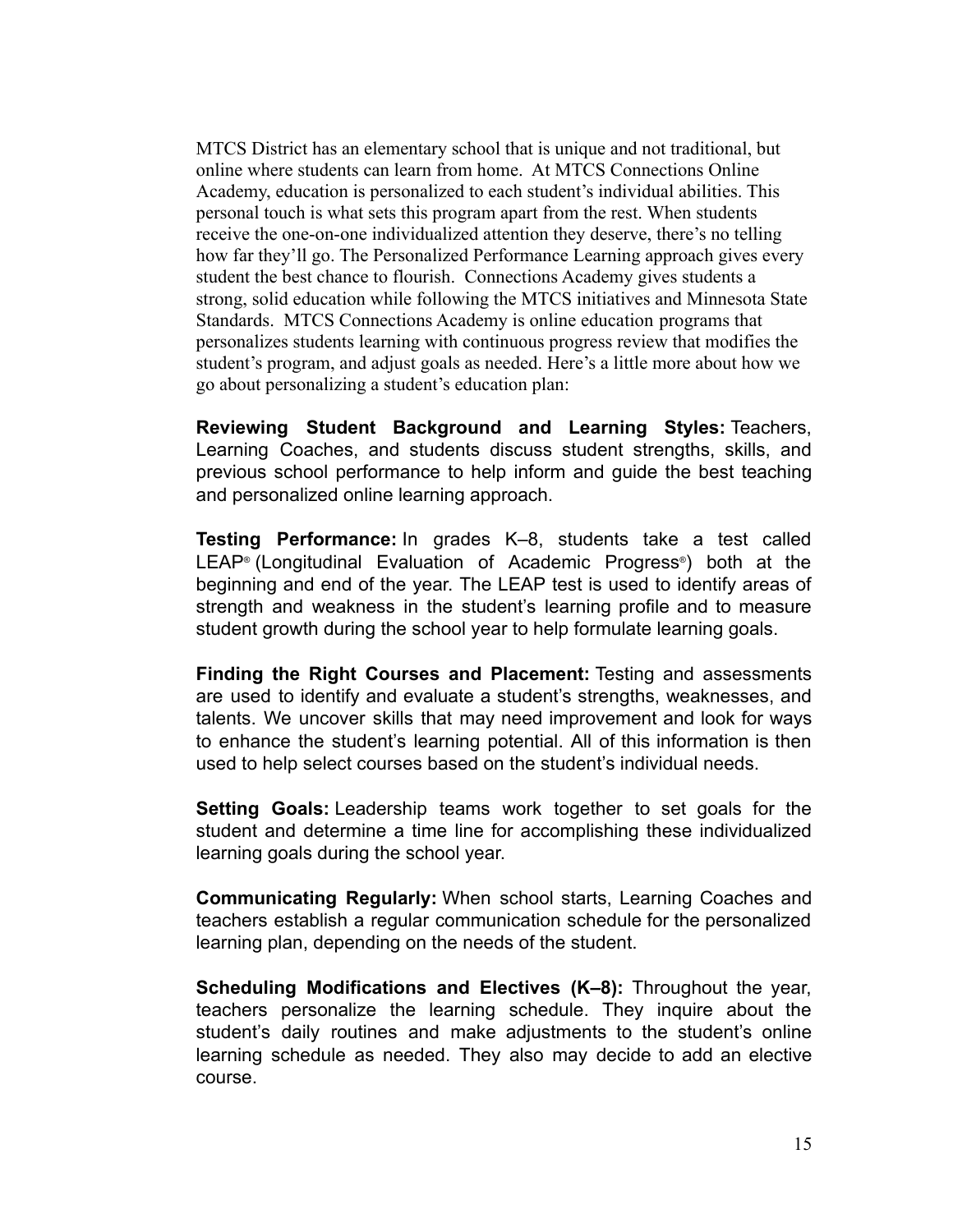MTCS District has an elementary school that is unique and not traditional, but online where students can learn from home. At MTCS Connections Online Academy, education is personalized to each student's individual abilities. This personal touch is what sets this program apart from the rest. When students receive the one-on-one individualized attention they deserve, there's no telling how far they'll go. The Personalized Performance Learning approach gives every student the best chance to flourish. Connections Academy gives students a strong, solid education while following the MTCS initiatives and Minnesota State Standards. MTCS Connections Academy is online education programs that personalizes students learning with continuous progress review that modifies the student's program, and adjust goals as needed. Here's a little more about how we go about personalizing a student's education plan:

**Reviewing Student Background and Learning Styles:** Teachers, Learning Coaches, and students discuss student strengths, skills, and previous school performance to help inform and guide the best teaching and personalized online learning approach.

**Testing Performance:** In grades K–8, students take a test called LEAP® (Longitudinal Evaluation of Academic Progress®) both at the beginning and end of the year. The LEAP test is used to identify areas of strength and weakness in the student's learning profile and to measure student growth during the school year to help formulate learning goals.

**Finding the Right Courses and Placement:** Testing and assessments are used to identify and evaluate a student's strengths, weaknesses, and talents. We uncover skills that may need improvement and look for ways to enhance the student's learning potential. All of this information is then used to help select courses based on the student's individual needs.

**Setting Goals:** Leadership teams work together to set goals for the student and determine a time line for accomplishing these individualized learning goals during the school year.

**Communicating Regularly:** When school starts, Learning Coaches and teachers establish a regular communication schedule for the personalized learning plan, depending on the needs of the student.

**Scheduling Modifications and Electives (K–8):** Throughout the year, teachers personalize the learning schedule. They inquire about the student's daily routines and make adjustments to the student's online learning schedule as needed. They also may decide to add an elective course.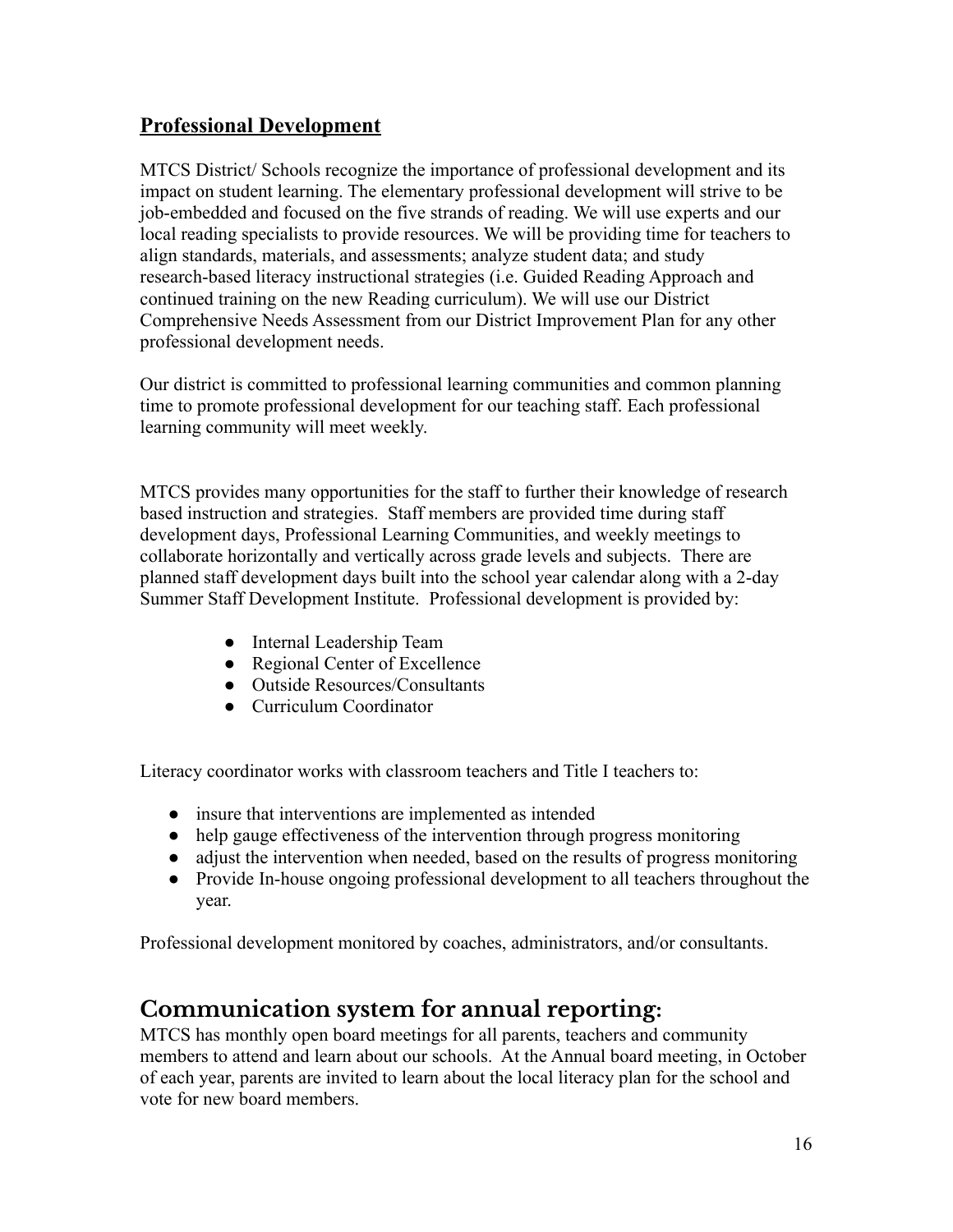## Professional Development

MTCS District/ Schools recognize the importance of professional development and its impact on student learning. The elementary professional development will strive to be job-embedded and focused on the five strands of reading. We will use experts and our local reading specialists to provide resources. We will be providing time for teachers to align standards, materials, and assessments; analyze student data; and study research-based literacy instructional strategies (i.e. Guided Reading Approach and continued training on the new Reading curriculum). We will use our District Comprehensive Needs Assessment from our District Improvement Plan for any other professional development needs.

Our district is committed to professional learning communities and common planning time to promote professional development for our teaching staff. Each professional learning community will meet weekly.

MTCS provides many opportunities for the staff to further their knowledge of research based instruction and strategies. Staff members are provided time during staff development days, Professional Learning Communities, and weekly meetings to collaborate horizontally and vertically across grade levels and subjects. There are planned staff development days built into the school year calendar along with a 2-day Summer Staff Development Institute. Professional development is provided by:

- Internal Leadership Team
- Regional Center of Excellence
- Outside Resources/Consultants
- Curriculum Coordinator

Literacy coordinator works with classroom teachers and Title I teachers to:

- insure that interventions are implemented as intended
- help gauge effectiveness of the intervention through progress monitoring
- adjust the intervention when needed, based on the results of progress monitoring
- Provide In-house ongoing professional development to all teachers throughout the year.

Professional development monitored by coaches, administrators, and/or consultants.

# Communication system for annual reporting:

MTCS has monthly open board meetings for all parents, teachers and community members to attend and learn about our schools. At the Annual board meeting, in October of each year, parents are invited to learn about the local literacy plan for the school and vote for new board members.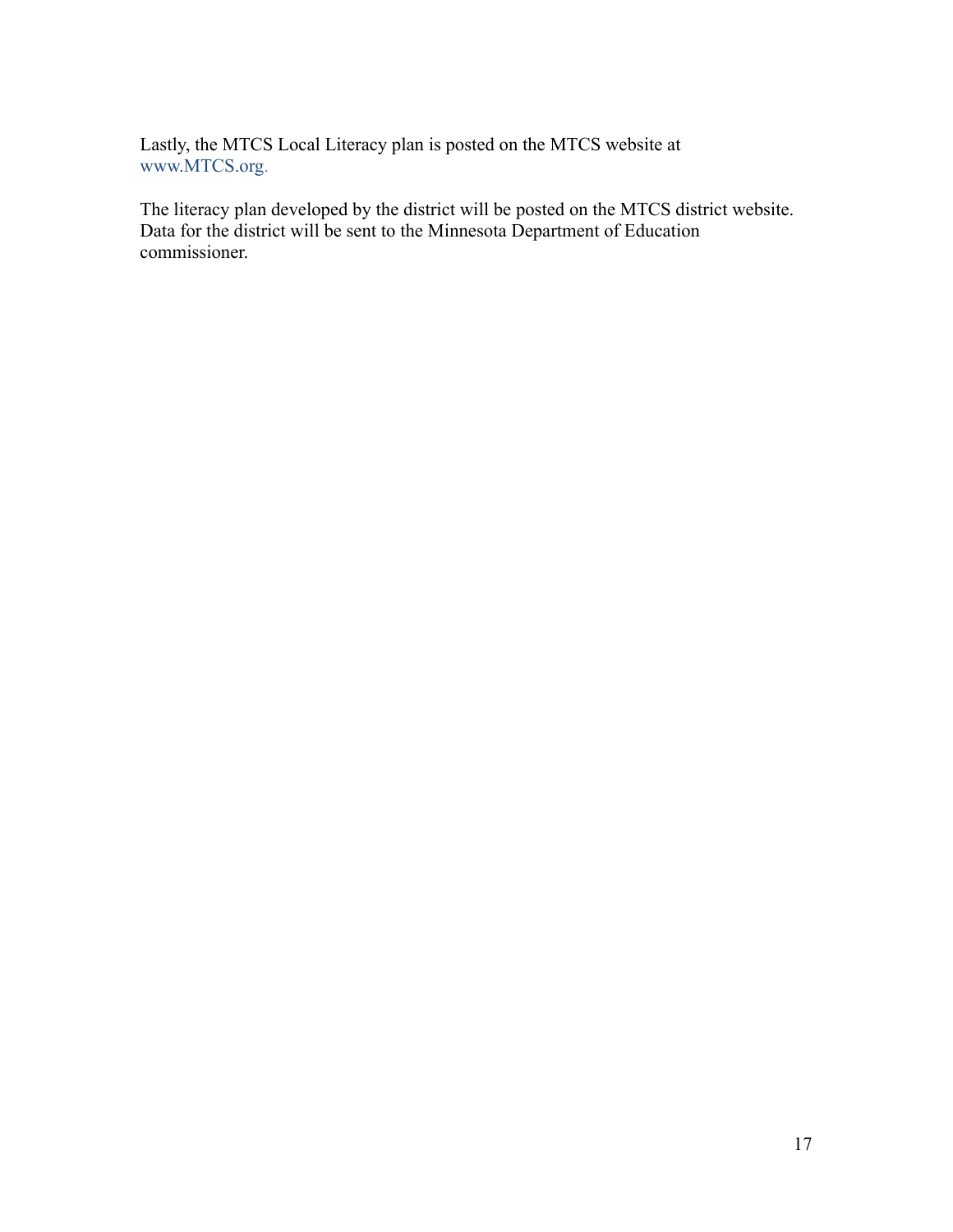Lastly, the MTCS Local Literacy plan is posted on the MTCS website at www.MTCS.org.

The literacy plan developed by the district will be posted on the MTCS district website. Data for the district will be sent to the Minnesota Department of Education commissioner.